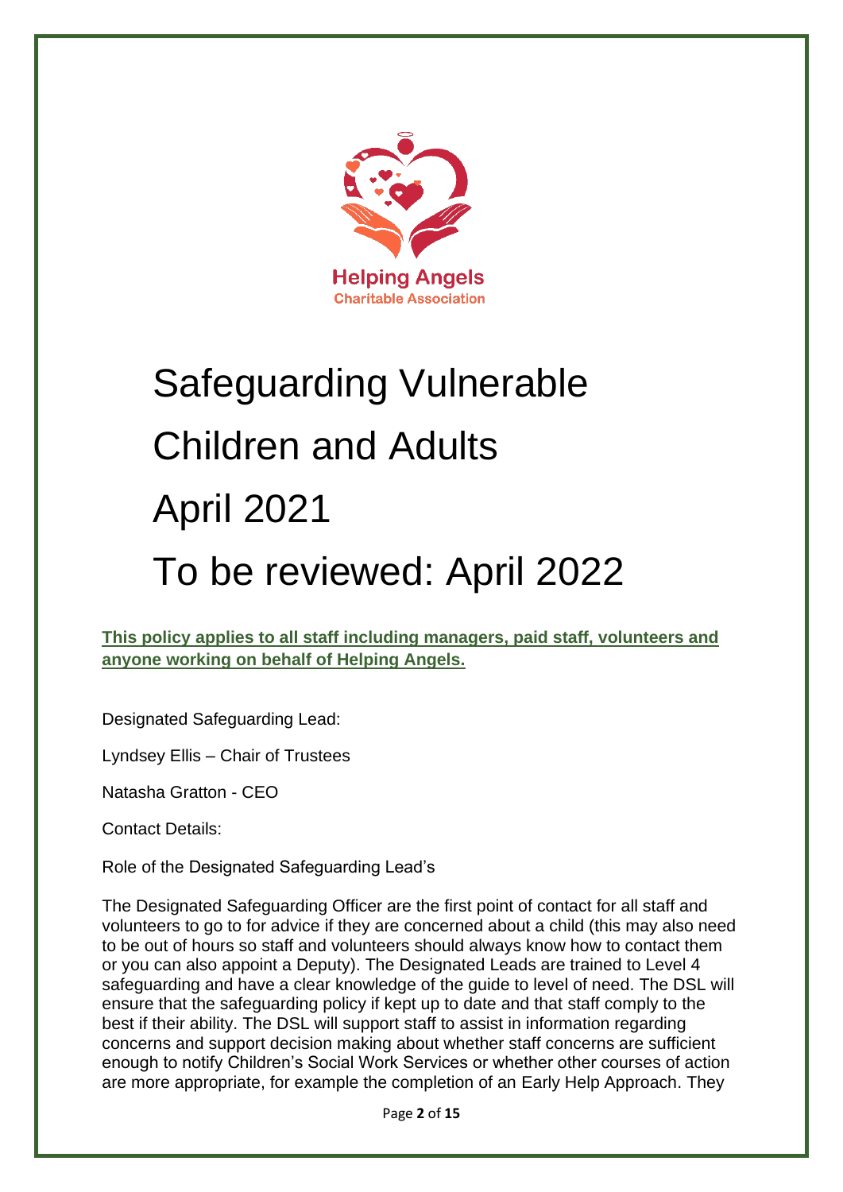Helping Angels
Charitable Association

# Safeguarding Vulnerable Children and Adults April 2021 To be reviewed: April 2022

**This policy applies to all staff including managers, paid staff, volunteers and anyone working on behalf of Helping Angels.**

Designated Safeguarding Lead:

Lyndsey Ellis – Chair of Trustees

Natasha Gratton - CEO

Contact Details:

Role of the Designated Safeguarding Lead's

The Designated Safeguarding Officer are the first point of contact for all staff and volunteers to go to for advice if they are concerned about a child (this may also need to be out of hours so staff and volunteers should always know how to contact them or you can also appoint a Deputy). The Designated Leads are trained to Level 4 safeguarding and have a clear knowledge of the guide to level of need. The DSL will ensure that the safeguarding policy if kept up to date and that staff comply to the best if their ability. The DSL will support staff to assist in information regarding concerns and support decision making about whether staff concerns are sufficient enough to notify Children's Social Work Services or whether other courses of action are more appropriate, for example the completion of an Early Help Approach. They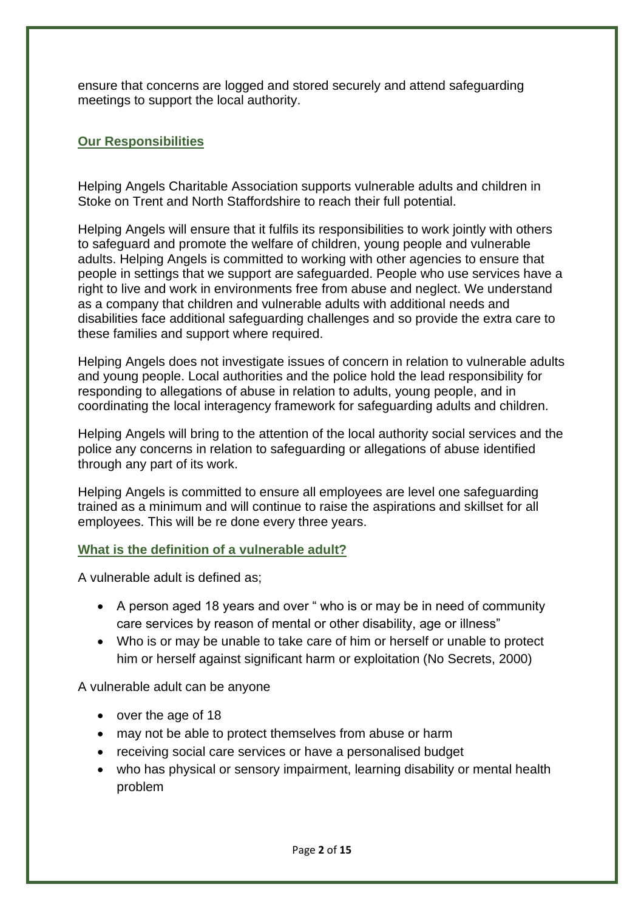ensure that concerns are logged and stored securely and attend safeguarding meetings to support the local authority.

## Our Responsibilities

Helping Angels Charitable Association supports vulnerable adults and children in Stoke on Trent and North Staffordshire to reach their full potential.

Helping Angels will ensure that it fulfils its responsibilities to work jointly with others to safeguard and promote the welfare of children, young people and vulnerable adults. Helping Angels is committed to working with other agencies to ensure that people in settings that we support are safeguarded. People who use services have a right to live and work in environments free from abuse and neglect. We understand as a company that children and vulnerable adults with additional needs and disabilities face additional safeguarding challenges and so provide the extra care to these families and support where required.

Helping Angels does not investigate issues of concern in relation to vulnerable adults and young people. Local authorities and the police hold the lead responsibility for responding to allegations of abuse in relation to adults, young people, and in coordinating the local interagency framework for safeguarding adults and children.

Helping Angels will bring to the attention of the local authority social services and the police any concerns in relation to safeguarding or allegations of abuse identified through any part of its work.

Helping Angels is committed to ensure all employees are level one safeguarding trained as a minimum and will continue to raise the aspirations and skillset for all employees. This will be re done every three years.

## What is the definition of a vulnerable adult?

A vulnerable adult is defined as;

- A person aged 18 years and over " who is or may be in need of community care services by reason of mental or other disability, age or illness"
- Who is or may be unable to take care of him or herself or unable to protect him or herself against significant harm or exploitation (No Secrets, 2000)

A vulnerable adult can be anyone

- over the age of 18
- may not be able to protect themselves from abuse or harm
- receiving social care services or have a personalised budget
- who has physical or sensory impairment, learning disability or mental health problem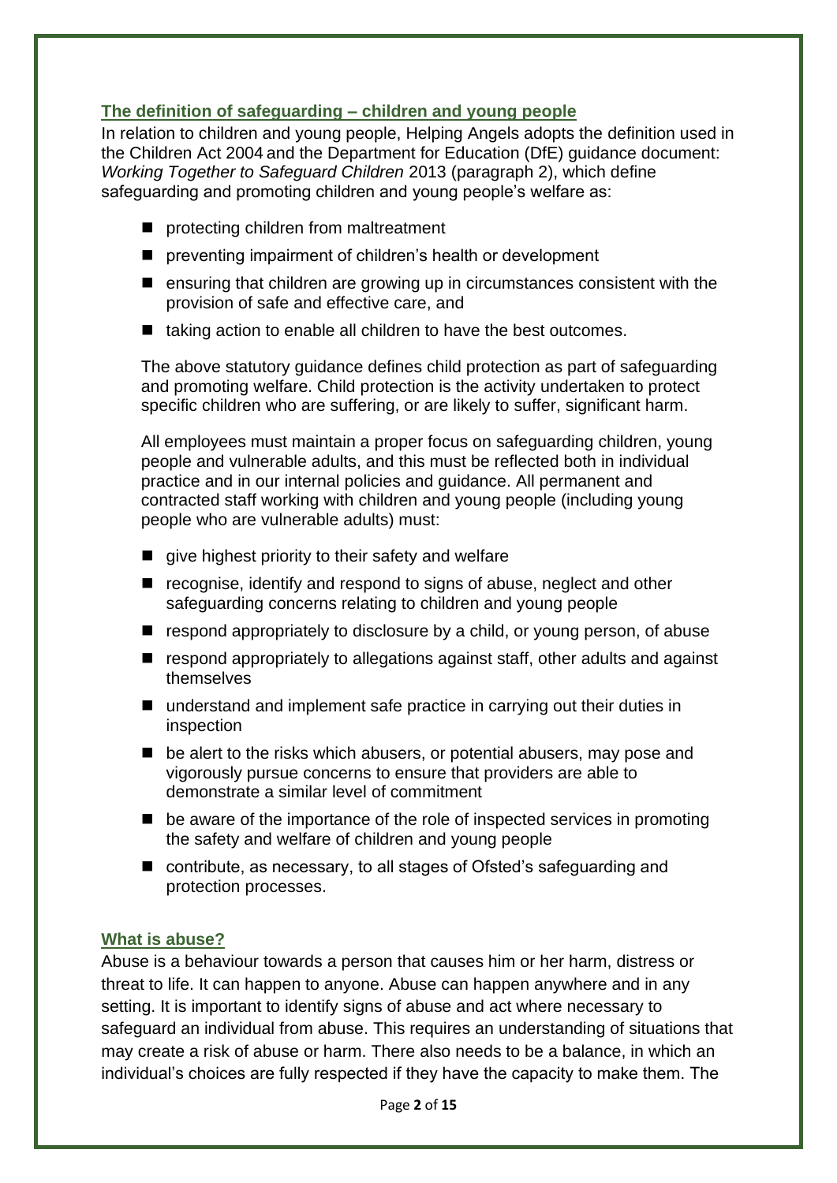## The definition of safeguarding – children and young people

In relation to children and young people, Helping Angels adopts the definition used in the Children Act 2004 and the Department for Education (DfE) guidance document: *Working Together to Safeguard Children* 2013 (paragraph 2), which define safeguarding and promoting children and young people's welfare as:

- protecting children from maltreatment
- preventing impairment of children's health or development
- ensuring that children are growing up in circumstances consistent with the provision of safe and effective care, and
- taking action to enable all children to have the best outcomes.

The above statutory guidance defines child protection as part of safeguarding and promoting welfare. Child protection is the activity undertaken to protect specific children who are suffering, or are likely to suffer, significant harm.

All employees must maintain a proper focus on safeguarding children, young people and vulnerable adults, and this must be reflected both in individual practice and in our internal policies and guidance. All permanent and contracted staff working with children and young people (including young people who are vulnerable adults) must:

- give highest priority to their safety and welfare
- recognise, identify and respond to signs of abuse, neglect and other safeguarding concerns relating to children and young people
- respond appropriately to disclosure by a child, or young person, of abuse
- respond appropriately to allegations against staff, other adults and against themselves
- understand and implement safe practice in carrying out their duties in inspection
- be alert to the risks which abusers, or potential abusers, may pose and vigorously pursue concerns to ensure that providers are able to demonstrate a similar level of commitment
- be aware of the importance of the role of inspected services in promoting the safety and welfare of children and young people
- contribute, as necessary, to all stages of Ofsted's safeguarding and protection processes.

## What is abuse?

Abuse is a behaviour towards a person that causes him or her harm, distress or threat to life. It can happen to anyone. Abuse can happen anywhere and in any setting. It is important to identify signs of abuse and act where necessary to safeguard an individual from abuse. This requires an understanding of situations that may create a risk of abuse or harm. There also needs to be a balance, in which an individual's choices are fully respected if they have the capacity to make them. The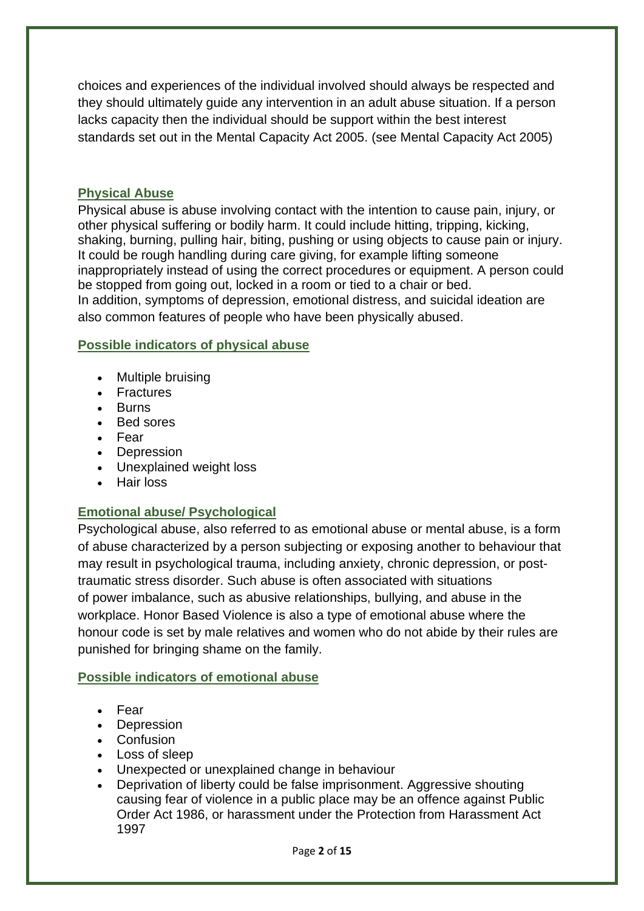choices and experiences of the individual involved should always be respected and they should ultimately guide any intervention in an adult abuse situation. If a person lacks capacity then the individual should be support within the best interest standards set out in the Mental Capacity Act 2005. (see Mental Capacity Act 2005)

## Physical Abuse

Physical abuse is abuse involving contact with the intention to cause pain, injury, or other physical suffering or bodily harm. It could include hitting, tripping, kicking, shaking, burning, pulling hair, biting, pushing or using objects to cause pain or injury. It could be rough handling during care giving, for example lifting someone inappropriately instead of using the correct procedures or equipment. A person could be stopped from going out, locked in a room or tied to a chair or bed.
In addition, symptoms of depression, emotional distress, and suicidal ideation are also common features of people who have been physically abused.

## Possible indicators of physical abuse

- Multiple bruising
- Fractures
- Burns
- Bed sores
- Fear
- Depression
- Unexplained weight loss
- Hair loss

## Emotional abuse/ Psychological

Psychological abuse, also referred to as emotional abuse or mental abuse, is a form of abuse characterized by a person subjecting or exposing another to behaviour that may result in psychological trauma, including anxiety, chronic depression, or post-traumatic stress disorder. Such abuse is often associated with situations of power imbalance, such as abusive relationships, bullying, and abuse in the workplace. Honor Based Violence is also a type of emotional abuse where the honour code is set by male relatives and women who do not abide by their rules are punished for bringing shame on the family.

## Possible indicators of emotional abuse

- Fear
- Depression
- Confusion
- Loss of sleep
- Unexpected or unexplained change in behaviour
- Deprivation of liberty could be false imprisonment. Aggressive shouting causing fear of violence in a public place may be an offence against Public Order Act 1986, or harassment under the Protection from Harassment Act 1997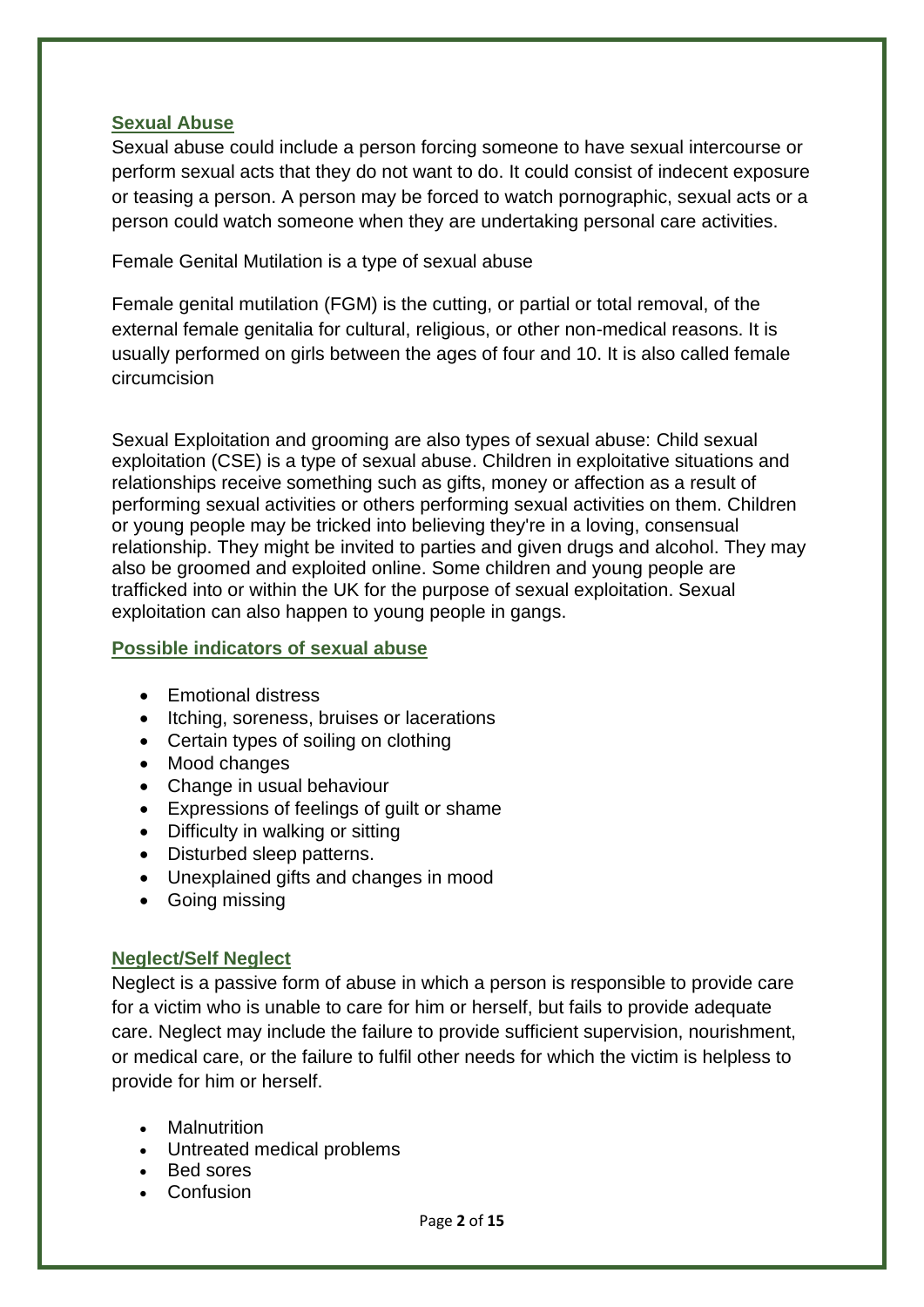### Sexual Abuse

Sexual abuse could include a person forcing someone to have sexual intercourse or perform sexual acts that they do not want to do. It could consist of indecent exposure or teasing a person. A person may be forced to watch pornographic, sexual acts or a person could watch someone when they are undertaking personal care activities.

Female Genital Mutilation is a type of sexual abuse

Female genital mutilation (FGM) is the cutting, or partial or total removal, of the external female genitalia for cultural, religious, or other non-medical reasons. It is usually performed on girls between the ages of four and 10. It is also called female circumcision

Sexual Exploitation and grooming are also types of sexual abuse: Child sexual exploitation (CSE) is a type of sexual abuse. Children in exploitative situations and relationships receive something such as gifts, money or affection as a result of performing sexual activities or others performing sexual activities on them. Children or young people may be tricked into believing they're in a loving, consensual relationship. They might be invited to parties and given drugs and alcohol. They may also be groomed and exploited online. Some children and young people are trafficked into or within the UK for the purpose of sexual exploitation. Sexual exploitation can also happen to young people in gangs.

### Possible indicators of sexual abuse

- Emotional distress
- Itching, soreness, bruises or lacerations
- Certain types of soiling on clothing
- Mood changes
- Change in usual behaviour
- Expressions of feelings of guilt or shame
- Difficulty in walking or sitting
- Disturbed sleep patterns.
- Unexplained gifts and changes in mood
- Going missing

### Neglect/Self Neglect

Neglect is a passive form of abuse in which a person is responsible to provide care for a victim who is unable to care for him or herself, but fails to provide adequate care. Neglect may include the failure to provide sufficient supervision, nourishment, or medical care, or the failure to fulfil other needs for which the victim is helpless to provide for him or herself.

- Malnutrition
- Untreated medical problems
- Bed sores
- Confusion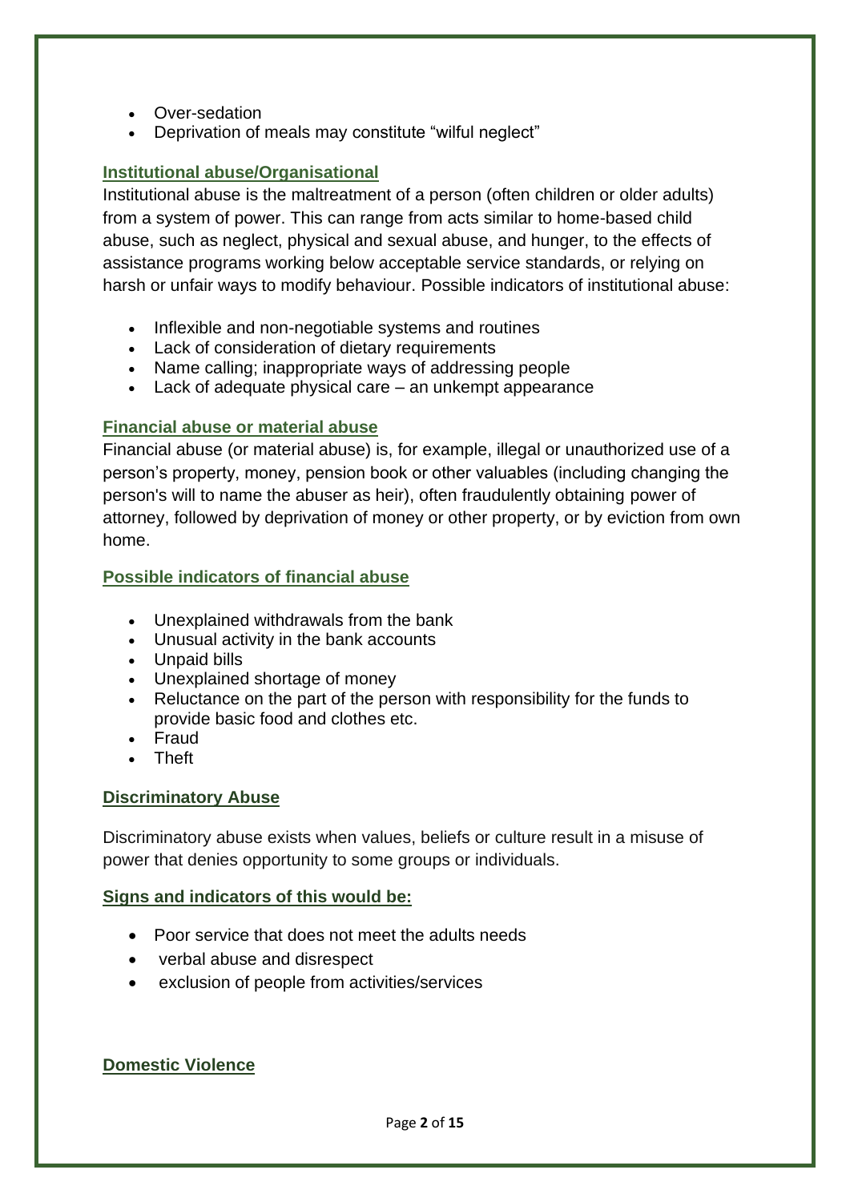- Over-sedation
- Deprivation of meals may constitute "wilful neglect"

## Institutional abuse/Organisational

Institutional abuse is the maltreatment of a person (often children or older adults) from a system of power. This can range from acts similar to home-based child abuse, such as neglect, physical and sexual abuse, and hunger, to the effects of assistance programs working below acceptable service standards, or relying on harsh or unfair ways to modify behaviour. Possible indicators of institutional abuse:

- Inflexible and non-negotiable systems and routines
- Lack of consideration of dietary requirements
- Name calling; inappropriate ways of addressing people
- Lack of adequate physical care – an unkempt appearance

## Financial abuse or material abuse

Financial abuse (or material abuse) is, for example, illegal or unauthorized use of a person's property, money, pension book or other valuables (including changing the person's will to name the abuser as heir), often fraudulently obtaining power of attorney, followed by deprivation of money or other property, or by eviction from own home.

## Possible indicators of financial abuse

- Unexplained withdrawals from the bank
- Unusual activity in the bank accounts
- Unpaid bills
- Unexplained shortage of money
- Reluctance on the part of the person with responsibility for the funds to provide basic food and clothes etc.
- Fraud
- Theft

## Discriminatory Abuse

Discriminatory abuse exists when values, beliefs or culture result in a misuse of power that denies opportunity to some groups or individuals.

## Signs and indicators of this would be:

- Poor service that does not meet the adults needs
- verbal abuse and disrespect
- exclusion of people from activities/services

## Domestic Violence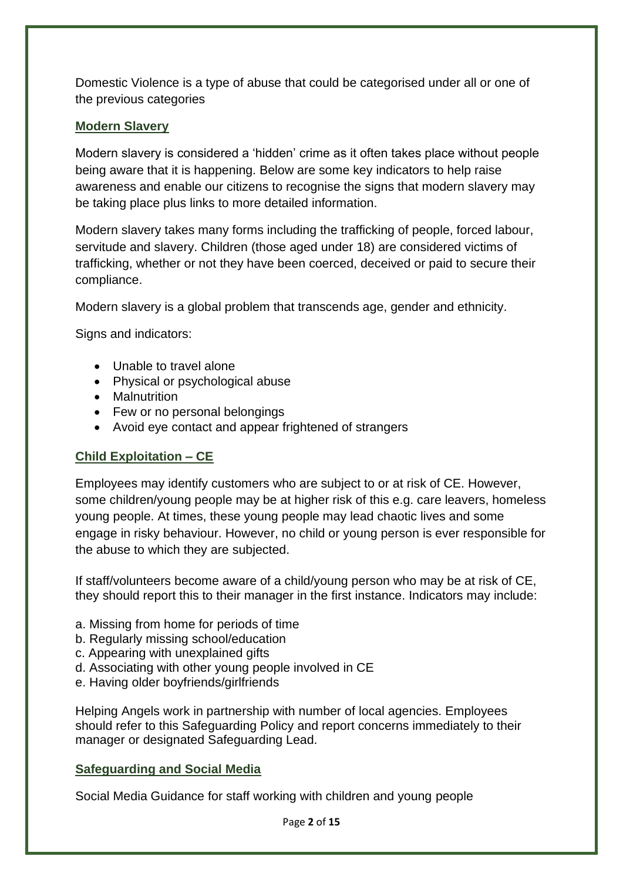Domestic Violence is a type of abuse that could be categorised under all or one of the previous categories

## Modern Slavery

Modern slavery is considered a 'hidden' crime as it often takes place without people being aware that it is happening. Below are some key indicators to help raise awareness and enable our citizens to recognise the signs that modern slavery may be taking place plus links to more detailed information.

Modern slavery takes many forms including the trafficking of people, forced labour, servitude and slavery. Children (those aged under 18) are considered victims of trafficking, whether or not they have been coerced, deceived or paid to secure their compliance.

Modern slavery is a global problem that transcends age, gender and ethnicity.

Signs and indicators:

- Unable to travel alone
- Physical or psychological abuse
- Malnutrition
- Few or no personal belongings
- Avoid eye contact and appear frightened of strangers

## Child Exploitation – CE

Employees may identify customers who are subject to or at risk of CE. However, some children/young people may be at higher risk of this e.g. care leavers, homeless young people. At times, these young people may lead chaotic lives and some engage in risky behaviour. However, no child or young person is ever responsible for the abuse to which they are subjected.

If staff/volunteers become aware of a child/young person who may be at risk of CE, they should report this to their manager in the first instance. Indicators may include:

a. Missing from home for periods of time
b. Regularly missing school/education
c. Appearing with unexplained gifts
d. Associating with other young people involved in CE
e. Having older boyfriends/girlfriends

Helping Angels work in partnership with number of local agencies. Employees should refer to this Safeguarding Policy and report concerns immediately to their manager or designated Safeguarding Lead.

## Safeguarding and Social Media

Social Media Guidance for staff working with children and young people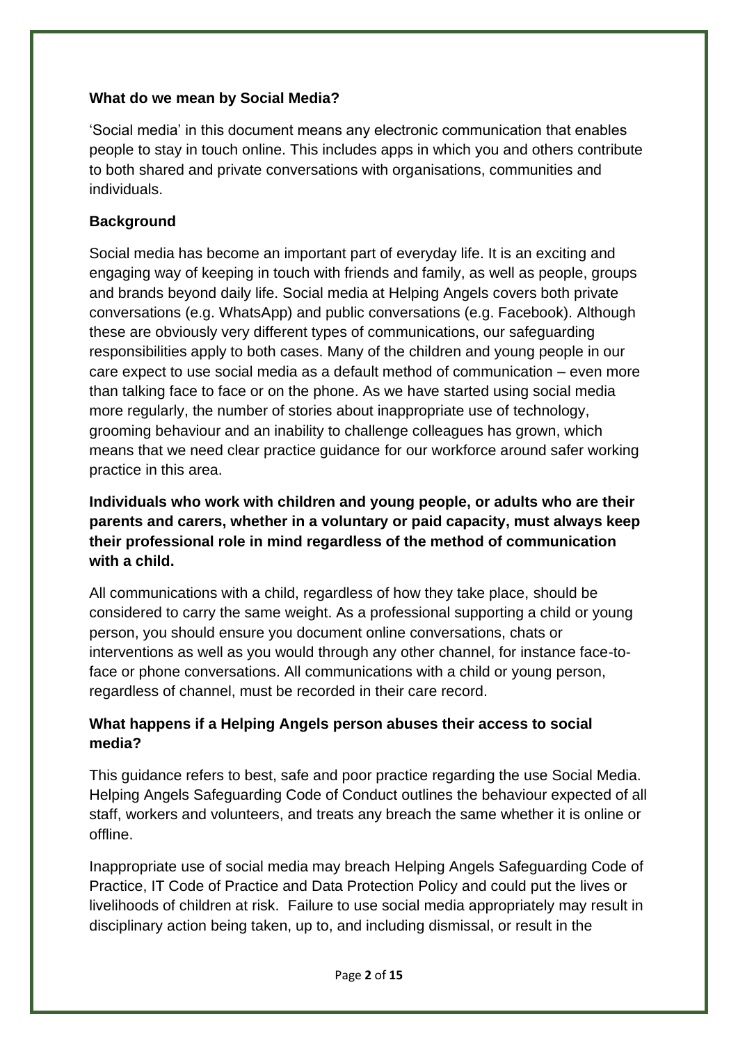**What do we mean by Social Media?**

'Social media' in this document means any electronic communication that enables people to stay in touch online. This includes apps in which you and others contribute to both shared and private conversations with organisations, communities and individuals.

**Background**

Social media has become an important part of everyday life. It is an exciting and engaging way of keeping in touch with friends and family, as well as people, groups and brands beyond daily life. Social media at Helping Angels covers both private conversations (e.g. WhatsApp) and public conversations (e.g. Facebook). Although these are obviously very different types of communications, our safeguarding responsibilities apply to both cases. Many of the children and young people in our care expect to use social media as a default method of communication – even more than talking face to face or on the phone. As we have started using social media more regularly, the number of stories about inappropriate use of technology, grooming behaviour and an inability to challenge colleagues has grown, which means that we need clear practice guidance for our workforce around safer working practice in this area.

**Individuals who work with children and young people, or adults who are their parents and carers, whether in a voluntary or paid capacity, must always keep their professional role in mind regardless of the method of communication with a child.**

All communications with a child, regardless of how they take place, should be considered to carry the same weight. As a professional supporting a child or young person, you should ensure you document online conversations, chats or interventions as well as you would through any other channel, for instance face-to-face or phone conversations. All communications with a child or young person, regardless of channel, must be recorded in their care record.

**What happens if a Helping Angels person abuses their access to social media?**

This guidance refers to best, safe and poor practice regarding the use Social Media. Helping Angels Safeguarding Code of Conduct outlines the behaviour expected of all staff, workers and volunteers, and treats any breach the same whether it is online or offline.

Inappropriate use of social media may breach Helping Angels Safeguarding Code of Practice, IT Code of Practice and Data Protection Policy and could put the lives or livelihoods of children at risk. Failure to use social media appropriately may result in disciplinary action being taken, up to, and including dismissal, or result in the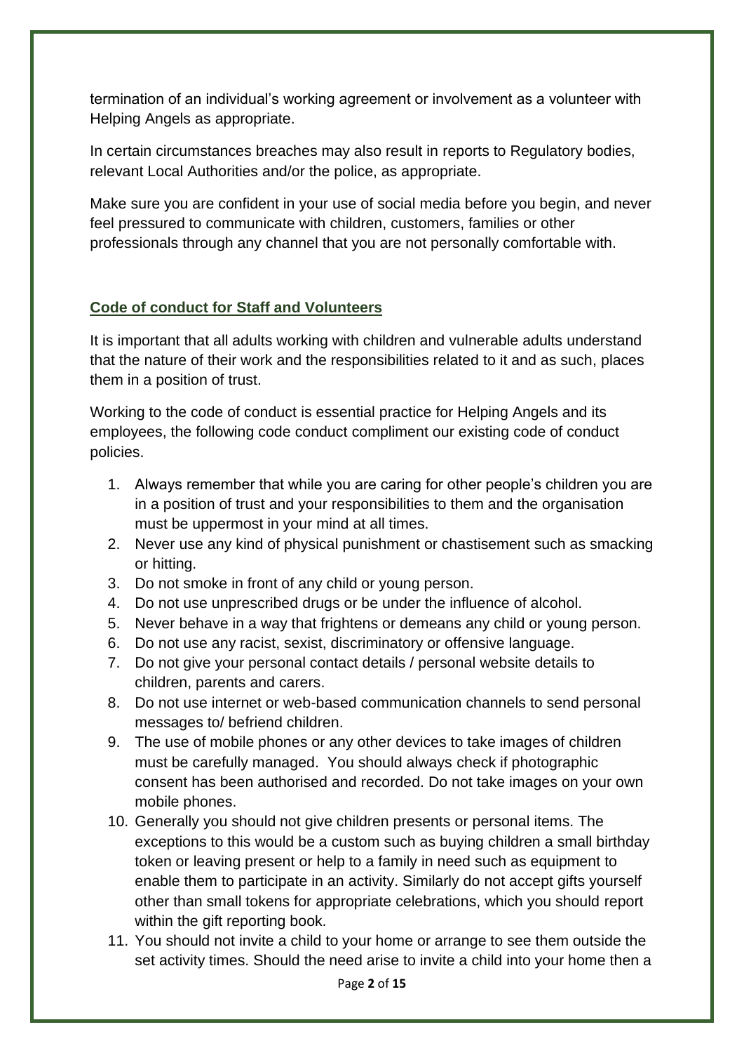termination of an individual's working agreement or involvement as a volunteer with Helping Angels as appropriate.

In certain circumstances breaches may also result in reports to Regulatory bodies, relevant Local Authorities and/or the police, as appropriate.

Make sure you are confident in your use of social media before you begin, and never feel pressured to communicate with children, customers, families or other professionals through any channel that you are not personally comfortable with.

## Code of conduct for Staff and Volunteers

It is important that all adults working with children and vulnerable adults understand that the nature of their work and the responsibilities related to it and as such, places them in a position of trust.

Working to the code of conduct is essential practice for Helping Angels and its employees, the following code conduct compliment our existing code of conduct policies.

1. Always remember that while you are caring for other people's children you are in a position of trust and your responsibilities to them and the organisation must be uppermost in your mind at all times.
2. Never use any kind of physical punishment or chastisement such as smacking or hitting.
3. Do not smoke in front of any child or young person.
4. Do not use unprescribed drugs or be under the influence of alcohol.
5. Never behave in a way that frightens or demeans any child or young person.
6. Do not use any racist, sexist, discriminatory or offensive language.
7. Do not give your personal contact details / personal website details to children, parents and carers.
8. Do not use internet or web-based communication channels to send personal messages to/ befriend children.
9. The use of mobile phones or any other devices to take images of children must be carefully managed. You should always check if photographic consent has been authorised and recorded. Do not take images on your own mobile phones.
10. Generally you should not give children presents or personal items. The exceptions to this would be a custom such as buying children a small birthday token or leaving present or help to a family in need such as equipment to enable them to participate in an activity. Similarly do not accept gifts yourself other than small tokens for appropriate celebrations, which you should report within the gift reporting book.
11. You should not invite a child to your home or arrange to see them outside the set activity times. Should the need arise to invite a child into your home then a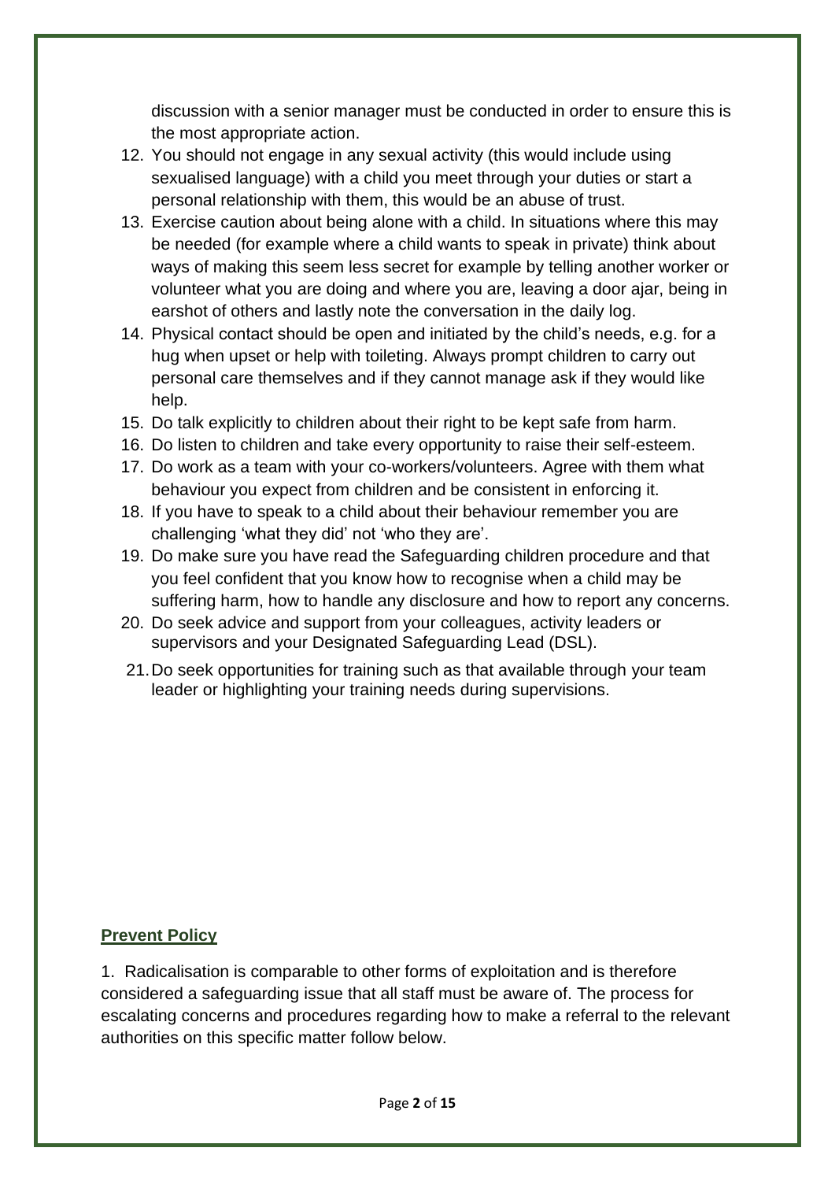discussion with a senior manager must be conducted in order to ensure this is the most appropriate action.

12. You should not engage in any sexual activity (this would include using sexualised language) with a child you meet through your duties or start a personal relationship with them, this would be an abuse of trust.
13. Exercise caution about being alone with a child. In situations where this may be needed (for example where a child wants to speak in private) think about ways of making this seem less secret for example by telling another worker or volunteer what you are doing and where you are, leaving a door ajar, being in earshot of others and lastly note the conversation in the daily log.
14. Physical contact should be open and initiated by the child's needs, e.g. for a hug when upset or help with toileting. Always prompt children to carry out personal care themselves and if they cannot manage ask if they would like help.
15. Do talk explicitly to children about their right to be kept safe from harm.
16. Do listen to children and take every opportunity to raise their self-esteem.
17. Do work as a team with your co-workers/volunteers. Agree with them what behaviour you expect from children and be consistent in enforcing it.
18. If you have to speak to a child about their behaviour remember you are challenging 'what they did' not 'who they are'.
19. Do make sure you have read the Safeguarding children procedure and that you feel confident that you know how to recognise when a child may be suffering harm, how to handle any disclosure and how to report any concerns.
20. Do seek advice and support from your colleagues, activity leaders or supervisors and your Designated Safeguarding Lead (DSL).
21. Do seek opportunities for training such as that available through your team leader or highlighting your training needs during supervisions.

## Prevent Policy

1. Radicalisation is comparable to other forms of exploitation and is therefore considered a safeguarding issue that all staff must be aware of. The process for escalating concerns and procedures regarding how to make a referral to the relevant authorities on this specific matter follow below.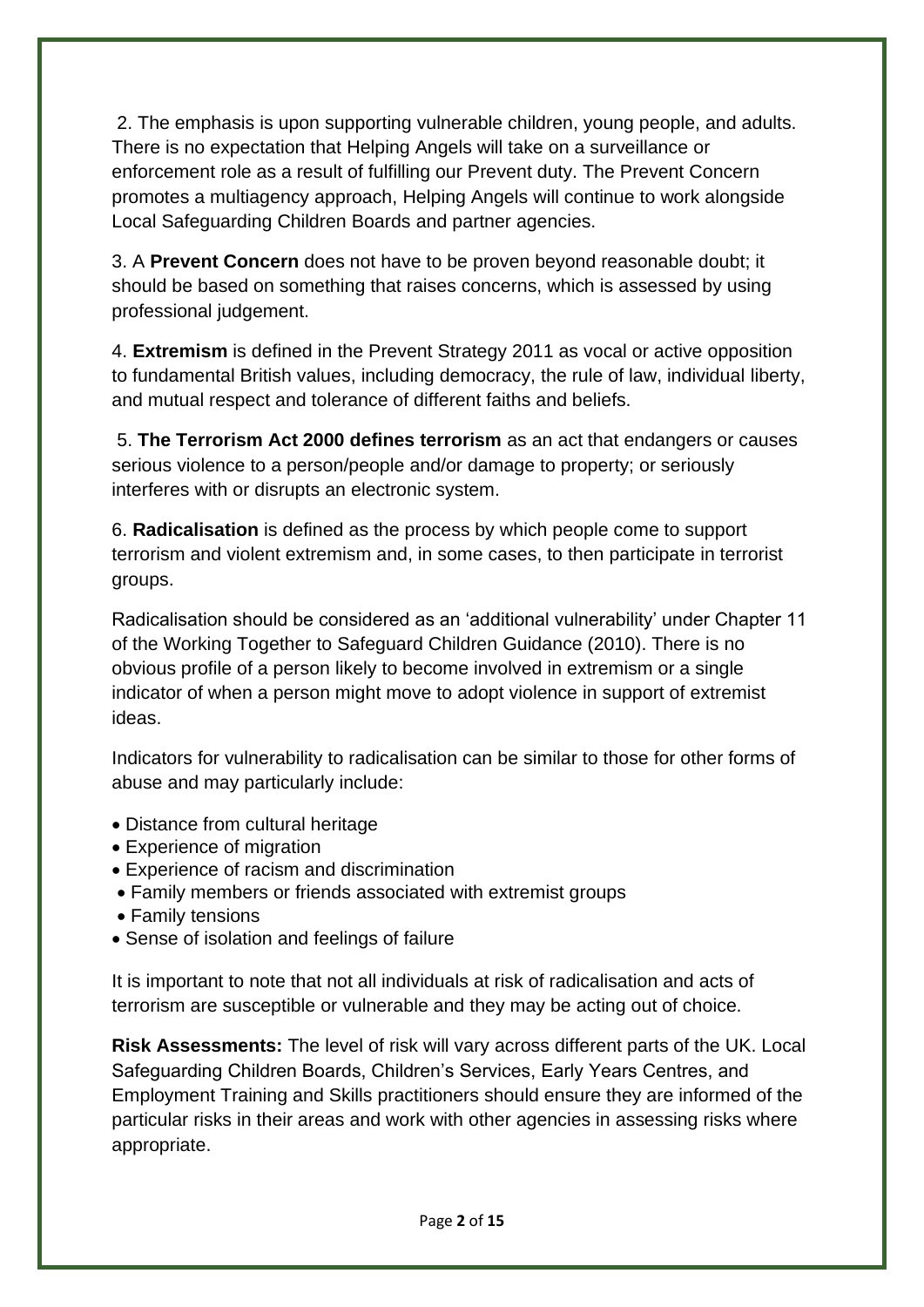2. The emphasis is upon supporting vulnerable children, young people, and adults. There is no expectation that Helping Angels will take on a surveillance or enforcement role as a result of fulfilling our Prevent duty. The Prevent Concern promotes a multiagency approach, Helping Angels will continue to work alongside Local Safeguarding Children Boards and partner agencies.

3. A **Prevent Concern** does not have to be proven beyond reasonable doubt; it should be based on something that raises concerns, which is assessed by using professional judgement.

4. **Extremism** is defined in the Prevent Strategy 2011 as vocal or active opposition to fundamental British values, including democracy, the rule of law, individual liberty, and mutual respect and tolerance of different faiths and beliefs.

5. **The Terrorism Act 2000 defines terrorism** as an act that endangers or causes serious violence to a person/people and/or damage to property; or seriously interferes with or disrupts an electronic system.

6. **Radicalisation** is defined as the process by which people come to support terrorism and violent extremism and, in some cases, to then participate in terrorist groups.

Radicalisation should be considered as an 'additional vulnerability' under Chapter 11 of the Working Together to Safeguard Children Guidance (2010). There is no obvious profile of a person likely to become involved in extremism or a single indicator of when a person might move to adopt violence in support of extremist ideas.

Indicators for vulnerability to radicalisation can be similar to those for other forms of abuse and may particularly include:

- Distance from cultural heritage
- Experience of migration
- Experience of racism and discrimination
- Family members or friends associated with extremist groups
- Family tensions
- Sense of isolation and feelings of failure

It is important to note that not all individuals at risk of radicalisation and acts of terrorism are susceptible or vulnerable and they may be acting out of choice.

**Risk Assessments:** The level of risk will vary across different parts of the UK. Local Safeguarding Children Boards, Children's Services, Early Years Centres, and Employment Training and Skills practitioners should ensure they are informed of the particular risks in their areas and work with other agencies in assessing risks where appropriate.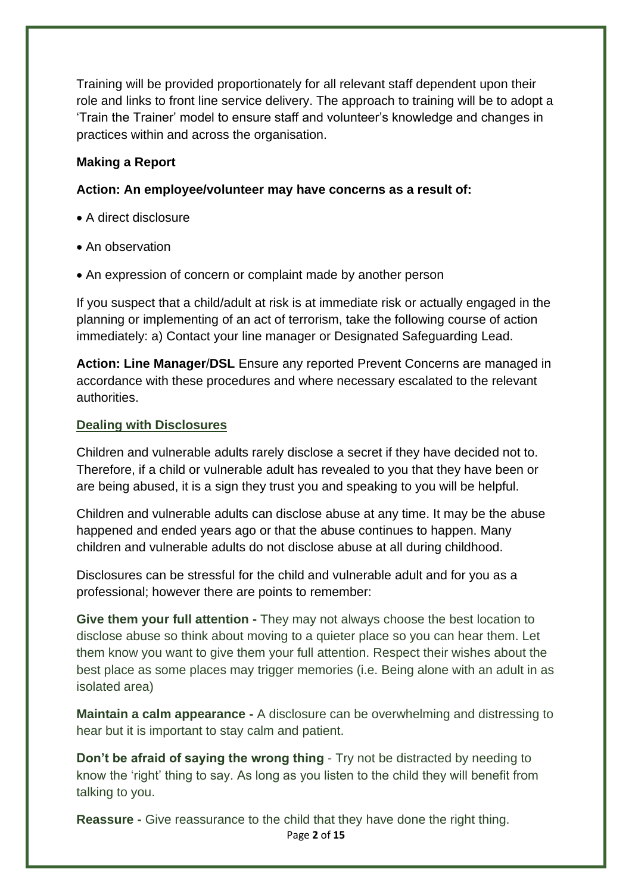Training will be provided proportionately for all relevant staff dependent upon their role and links to front line service delivery. The approach to training will be to adopt a 'Train the Trainer' model to ensure staff and volunteer's knowledge and changes in practices within and across the organisation.

**Making a Report**

**Action: An employee/volunteer may have concerns as a result of:**

- A direct disclosure
- An observation
- An expression of concern or complaint made by another person

If you suspect that a child/adult at risk is at immediate risk or actually engaged in the planning or implementing of an act of terrorism, take the following course of action immediately: a) Contact your line manager or Designated Safeguarding Lead.

**Action: Line Manager/DSL** Ensure any reported Prevent Concerns are managed in accordance with these procedures and where necessary escalated to the relevant authorities.

## Dealing with Disclosures

Children and vulnerable adults rarely disclose a secret if they have decided not to. Therefore, if a child or vulnerable adult has revealed to you that they have been or are being abused, it is a sign they trust you and speaking to you will be helpful.

Children and vulnerable adults can disclose abuse at any time. It may be the abuse happened and ended years ago or that the abuse continues to happen. Many children and vulnerable adults do not disclose abuse at all during childhood.

Disclosures can be stressful for the child and vulnerable adult and for you as a professional; however there are points to remember:

**Give them your full attention -** They may not always choose the best location to disclose abuse so think about moving to a quieter place so you can hear them. Let them know you want to give them your full attention. Respect their wishes about the best place as some places may trigger memories (i.e. Being alone with an adult in as isolated area)

**Maintain a calm appearance -** A disclosure can be overwhelming and distressing to hear but it is important to stay calm and patient.

**Don't be afraid of saying the wrong thing** - Try not be distracted by needing to know the 'right' thing to say. As long as you listen to the child they will benefit from talking to you.

**Reassure -** Give reassurance to the child that they have done the right thing.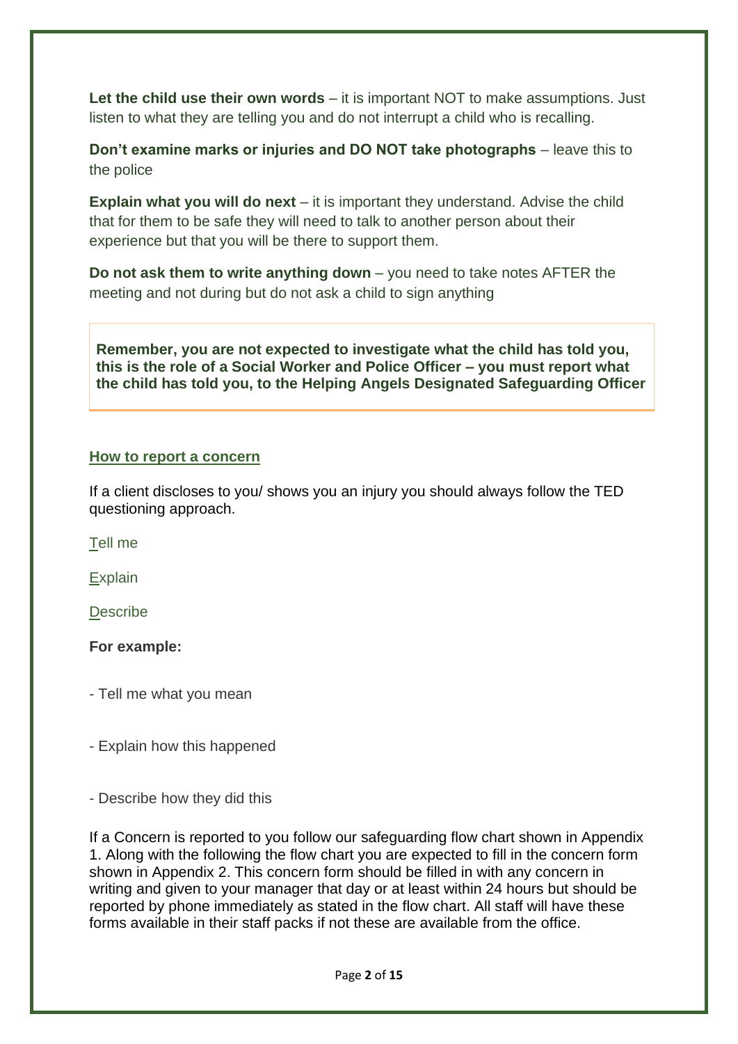**Let the child use their own words** – it is important NOT to make assumptions. Just listen to what they are telling you and do not interrupt a child who is recalling.

**Don't examine marks or injuries and DO NOT take photographs** – leave this to the police

**Explain what you will do next** – it is important they understand. Advise the child that for them to be safe they will need to talk to another person about their experience but that you will be there to support them.

**Do not ask them to write anything down** – you need to take notes AFTER the meeting and not during but do not ask a child to sign anything

> **Remember, you are not expected to investigate what the child has told you, this is the role of a Social Worker and Police Officer – you must report what the child has told you, to the Helping Angels Designated Safeguarding Officer**

## How to report a concern

If a client discloses to you/ shows you an injury you should always follow the TED questioning approach.

Tell me

Explain

Describe

**For example:**

- Tell me what you mean

- Explain how this happened

- Describe how they did this

If a Concern is reported to you follow our safeguarding flow chart shown in Appendix 1. Along with the following the flow chart you are expected to fill in the concern form shown in Appendix 2. This concern form should be filled in with any concern in writing and given to your manager that day or at least within 24 hours but should be reported by phone immediately as stated in the flow chart. All staff will have these forms available in their staff packs if not these are available from the office.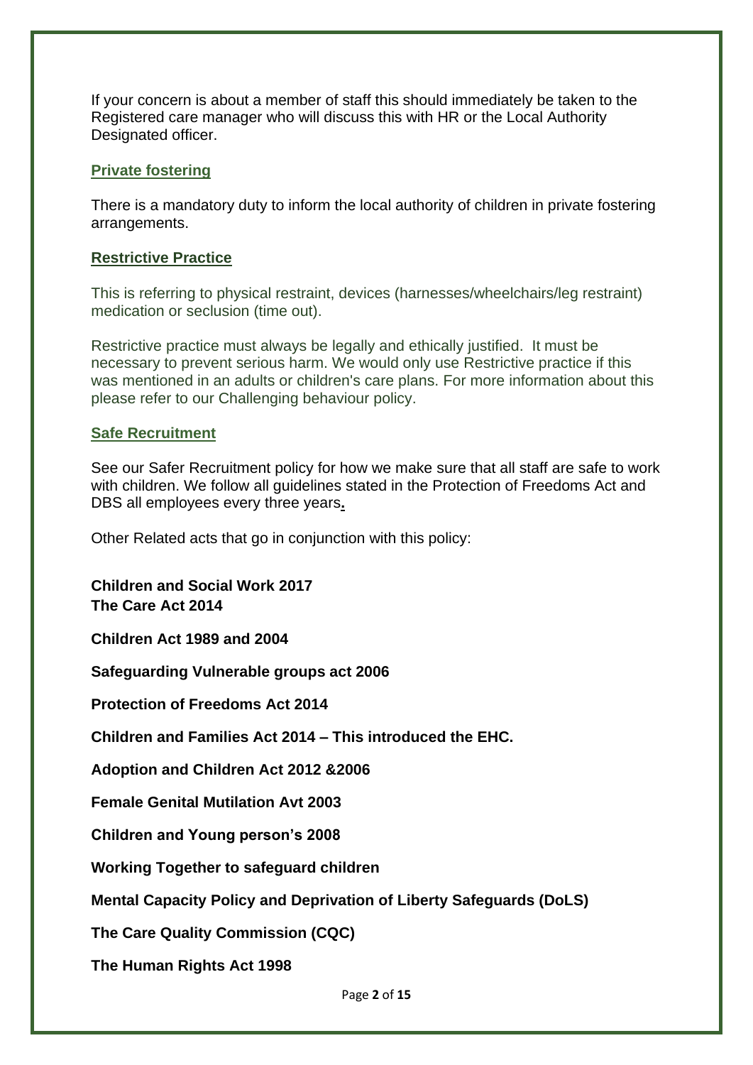If your concern is about a member of staff this should immediately be taken to the Registered care manager who will discuss this with HR or the Local Authority Designated officer.

## Private fostering

There is a mandatory duty to inform the local authority of children in private fostering arrangements.

## Restrictive Practice

This is referring to physical restraint, devices (harnesses/wheelchairs/leg restraint) medication or seclusion (time out).

Restrictive practice must always be legally and ethically justified. It must be necessary to prevent serious harm. We would only use Restrictive practice if this was mentioned in an adults or children's care plans. For more information about this please refer to our Challenging behaviour policy.

## Safe Recruitment

See our Safer Recruitment policy for how we make sure that all staff are safe to work with children. We follow all guidelines stated in the Protection of Freedoms Act and DBS all employees every three years.

Other Related acts that go in conjunction with this policy:

**Children and Social Work 2017**
**The Care Act 2014**

**Children Act 1989 and 2004**

**Safeguarding Vulnerable groups act 2006**

**Protection of Freedoms Act 2014**

**Children and Families Act 2014 – This introduced the EHC.**

**Adoption and Children Act 2012 &2006**

**Female Genital Mutilation Avt 2003**

**Children and Young person's 2008**

**Working Together to safeguard children**

**Mental Capacity Policy and Deprivation of Liberty Safeguards (DoLS)**

**The Care Quality Commission (CQC)**

**The Human Rights Act 1998**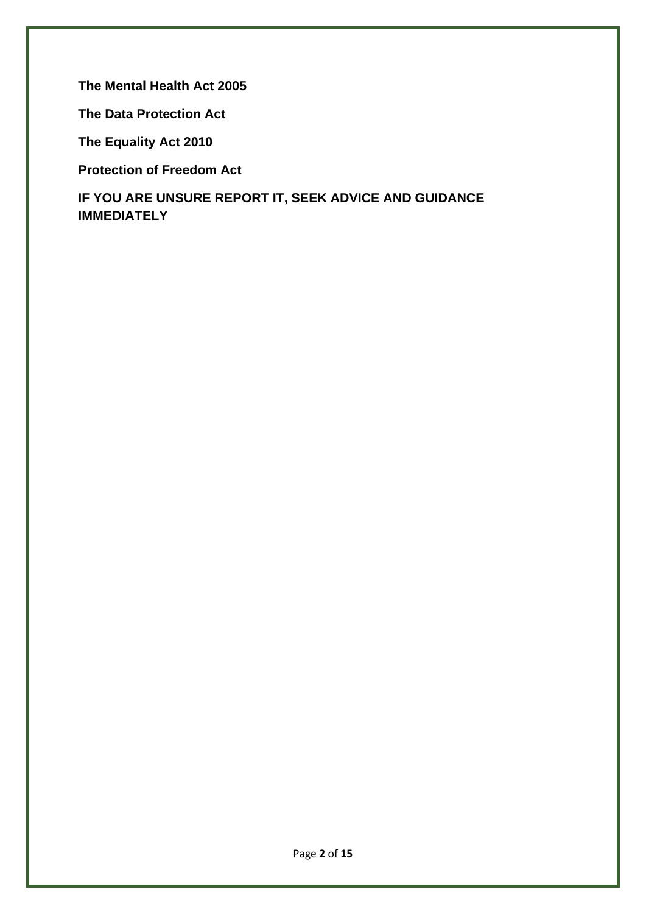**The Mental Health Act 2005**

**The Data Protection Act**

**The Equality Act 2010**

**Protection of Freedom Act**

**IF YOU ARE UNSURE REPORT IT, SEEK ADVICE AND GUIDANCE IMMEDIATELY**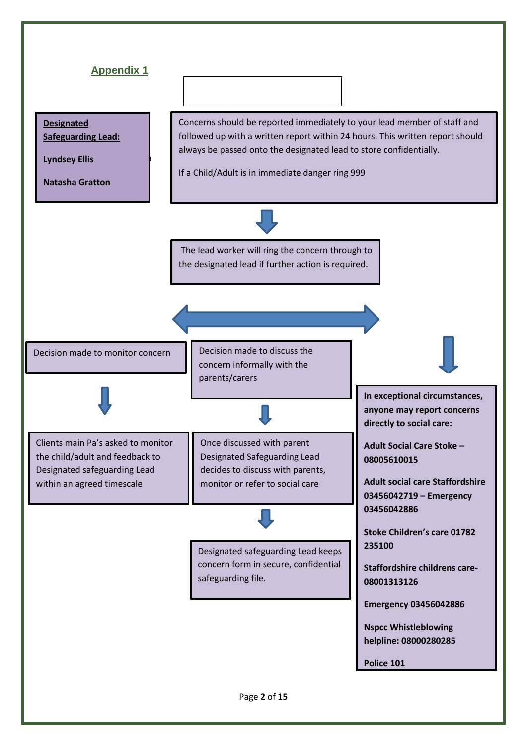## Appendix 1

**Designated Safeguarding Lead:**

**Lyndsey Ellis**

**Natasha Gratton**

Concerns should be reported immediately to your lead member of staff and followed up with a written report within 24 hours. This written report should always be passed onto the designated lead to store confidentially.

If a Child/Adult is in immediate danger ring 999

The lead worker will ring the concern through to the designated lead if further action is required.

Decision made to monitor concern

Clients main Pa's asked to monitor the child/adult and feedback to Designated safeguarding Lead within an agreed timescale

Decision made to discuss the concern informally with the parents/carers

Once discussed with parent Designated Safeguarding Lead decides to discuss with parents, monitor or refer to social care

Designated safeguarding Lead keeps concern form in secure, confidential safeguarding file.

**In exceptional circumstances, anyone may report concerns directly to social care:**

**Adult Social Care Stoke – 08005610015**

**Adult social care Staffordshire 03456042719 – Emergency 03456042886**

**Stoke Children's care 01782 235100**

**Staffordshire childrens care- 08001313126**

**Emergency 03456042886**

**Nspcc Whistleblowing helpline: 08000280285**

**Police 101**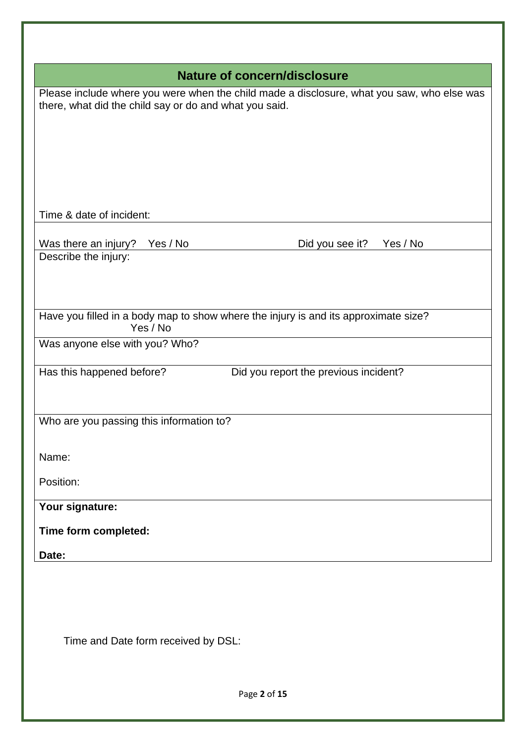## Nature of concern/disclosure

Please include where you were when the child made a disclosure, what you saw, who else was there, what did the child say or do and what you said.

Time & date of incident:

Was there an injury? Yes / No Did you see it? Yes / No

Describe the injury:

Have you filled in a body map to show where the injury is and its approximate size? Yes / No

Was anyone else with you? Who?

Has this happened before? Did you report the previous incident?

Who are you passing this information to?

Name:

Position:

**Your signature:**

**Time form completed:**

**Date:**

Time and Date form received by DSL: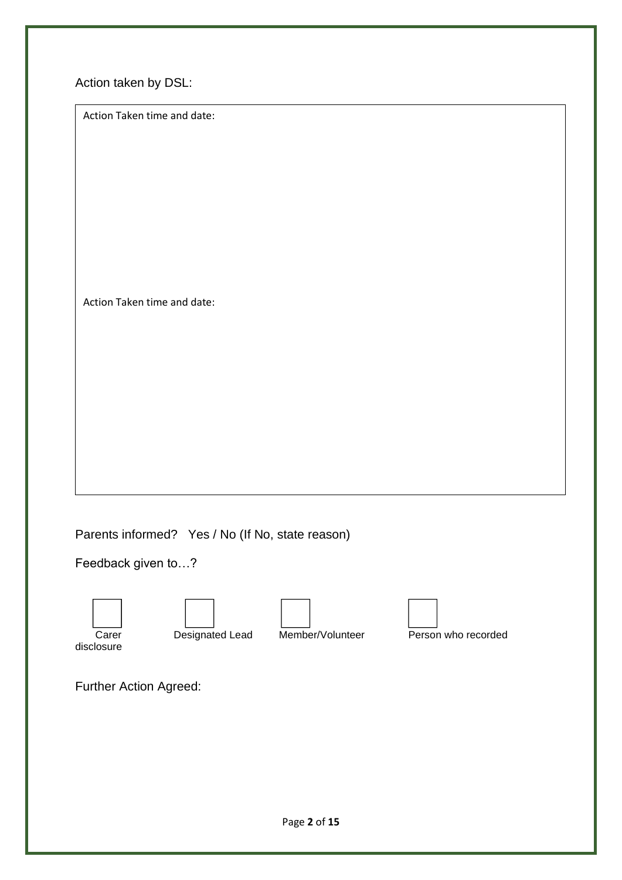Action taken by DSL:

| Action Taken time and date: |
|---|
| Action Taken time and date: |

Parents informed? Yes / No (If No, state reason)

Feedback given to…?

☐ Carer disclosure ☐ Designated Lead ☐ Member/Volunteer ☐ Person who recorded

Further Action Agreed: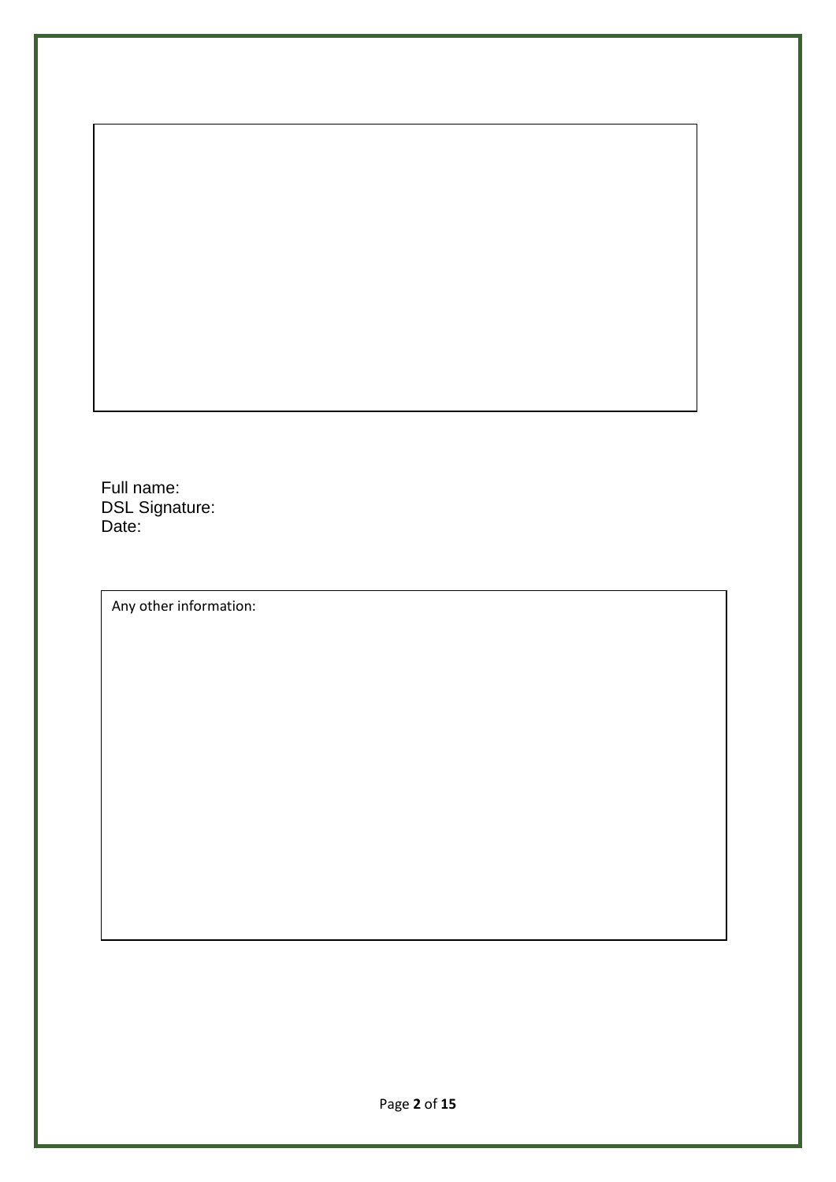Full name:
DSL Signature:
Date:

Any other information: